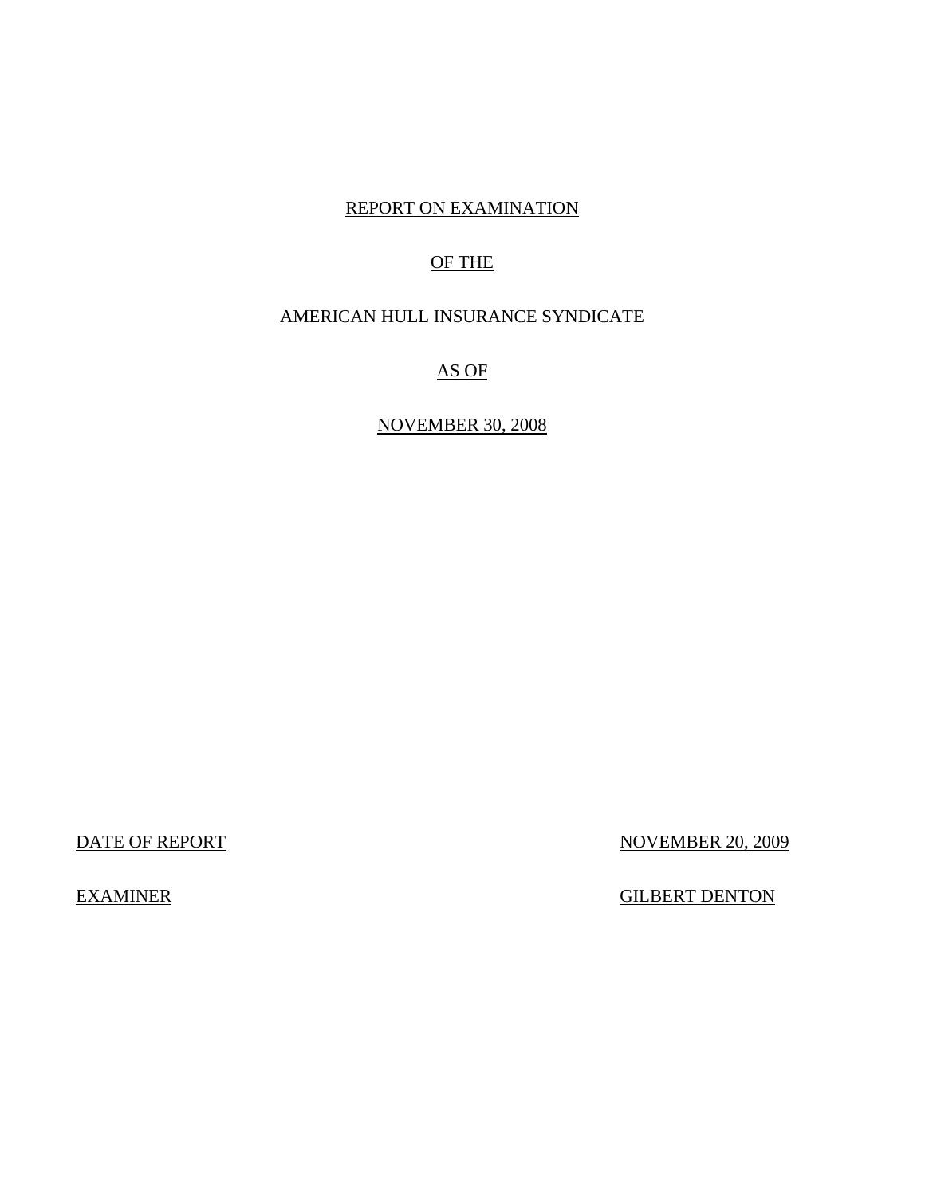# REPORT ON EXAMINATION

# OF THE

# AMERICAN HULL INSURANCE SYNDICATE

# AS OF

# NOVEMBER 30, 2008

| | |
|---|---|
| DATE OF REPORT | NOVEMBER 20, 2009 |
| EXAMINER | GILBERT DENTON |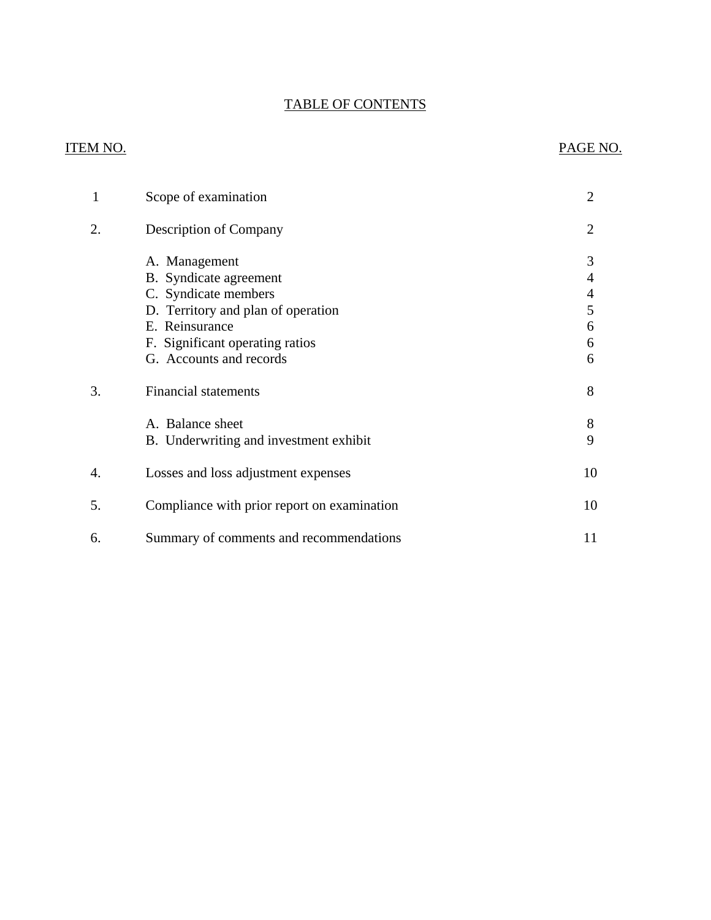# TABLE OF CONTENTS

| ITEM NO. | | PAGE NO. |
|---|---|---|
| 1 | Scope of examination | 2 |
| 2. | Description of Company | 2 |
| | A. Management | 3 |
| | B. Syndicate agreement | 4 |
| | C. Syndicate members | 4 |
| | D. Territory and plan of operation | 5 |
| | E. Reinsurance | 6 |
| | F. Significant operating ratios | 6 |
| | G. Accounts and records | 6 |
| 3. | Financial statements | 8 |
| | A. Balance sheet | 8 |
| | B. Underwriting and investment exhibit | 9 |
| 4. | Losses and loss adjustment expenses | 10 |
| 5. | Compliance with prior report on examination | 10 |
| 6. | Summary of comments and recommendations | 11 |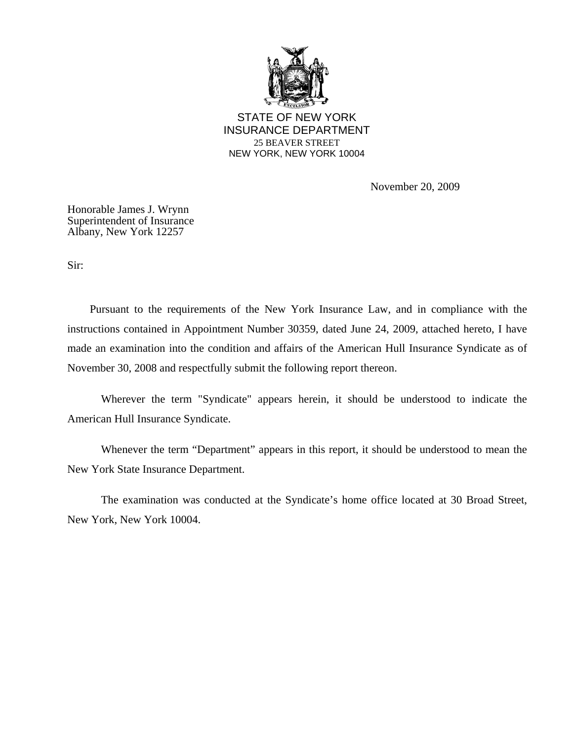STATE OF NEW YORK
INSURANCE DEPARTMENT
25 BEAVER STREET
NEW YORK, NEW YORK 10004

November 20, 2009

Honorable James J. Wrynn
Superintendent of Insurance
Albany, New York 12257

Sir:

Pursuant to the requirements of the New York Insurance Law, and in compliance with the instructions contained in Appointment Number 30359, dated June 24, 2009, attached hereto, I have made an examination into the condition and affairs of the American Hull Insurance Syndicate as of November 30, 2008 and respectfully submit the following report thereon.

Wherever the term "Syndicate" appears herein, it should be understood to indicate the American Hull Insurance Syndicate.

Whenever the term "Department" appears in this report, it should be understood to mean the New York State Insurance Department.

The examination was conducted at the Syndicate's home office located at 30 Broad Street, New York, New York 10004.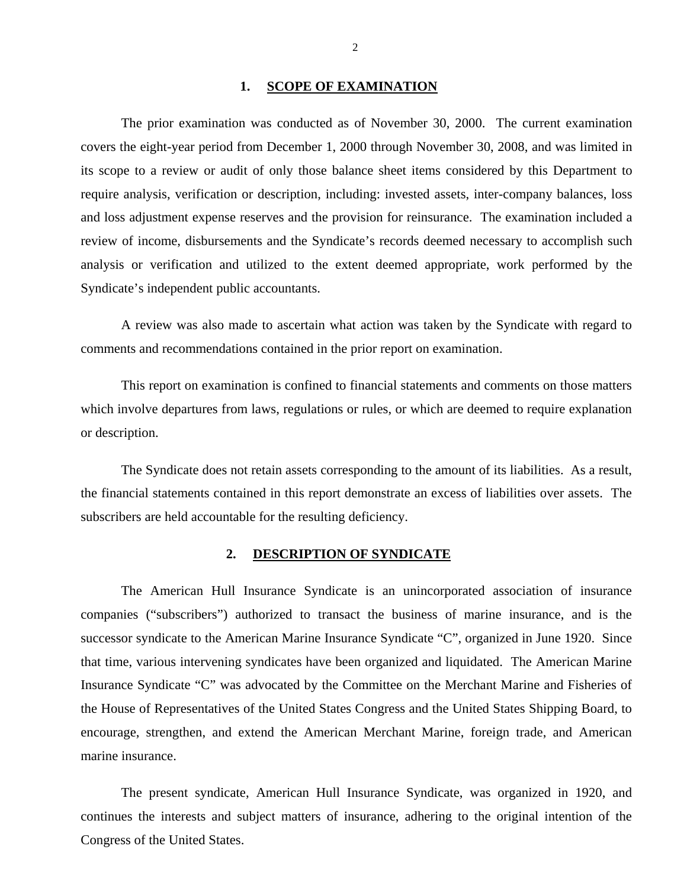## 1. SCOPE OF EXAMINATION

The prior examination was conducted as of November 30, 2000. The current examination covers the eight-year period from December 1, 2000 through November 30, 2008, and was limited in its scope to a review or audit of only those balance sheet items considered by this Department to require analysis, verification or description, including: invested assets, inter-company balances, loss and loss adjustment expense reserves and the provision for reinsurance. The examination included a review of income, disbursements and the Syndicate's records deemed necessary to accomplish such analysis or verification and utilized to the extent deemed appropriate, work performed by the Syndicate's independent public accountants.

A review was also made to ascertain what action was taken by the Syndicate with regard to comments and recommendations contained in the prior report on examination.

This report on examination is confined to financial statements and comments on those matters which involve departures from laws, regulations or rules, or which are deemed to require explanation or description.

The Syndicate does not retain assets corresponding to the amount of its liabilities. As a result, the financial statements contained in this report demonstrate an excess of liabilities over assets. The subscribers are held accountable for the resulting deficiency.

## 2. DESCRIPTION OF SYNDICATE

The American Hull Insurance Syndicate is an unincorporated association of insurance companies ("subscribers") authorized to transact the business of marine insurance, and is the successor syndicate to the American Marine Insurance Syndicate "C", organized in June 1920. Since that time, various intervening syndicates have been organized and liquidated. The American Marine Insurance Syndicate "C" was advocated by the Committee on the Merchant Marine and Fisheries of the House of Representatives of the United States Congress and the United States Shipping Board, to encourage, strengthen, and extend the American Merchant Marine, foreign trade, and American marine insurance.

The present syndicate, American Hull Insurance Syndicate, was organized in 1920, and continues the interests and subject matters of insurance, adhering to the original intention of the Congress of the United States.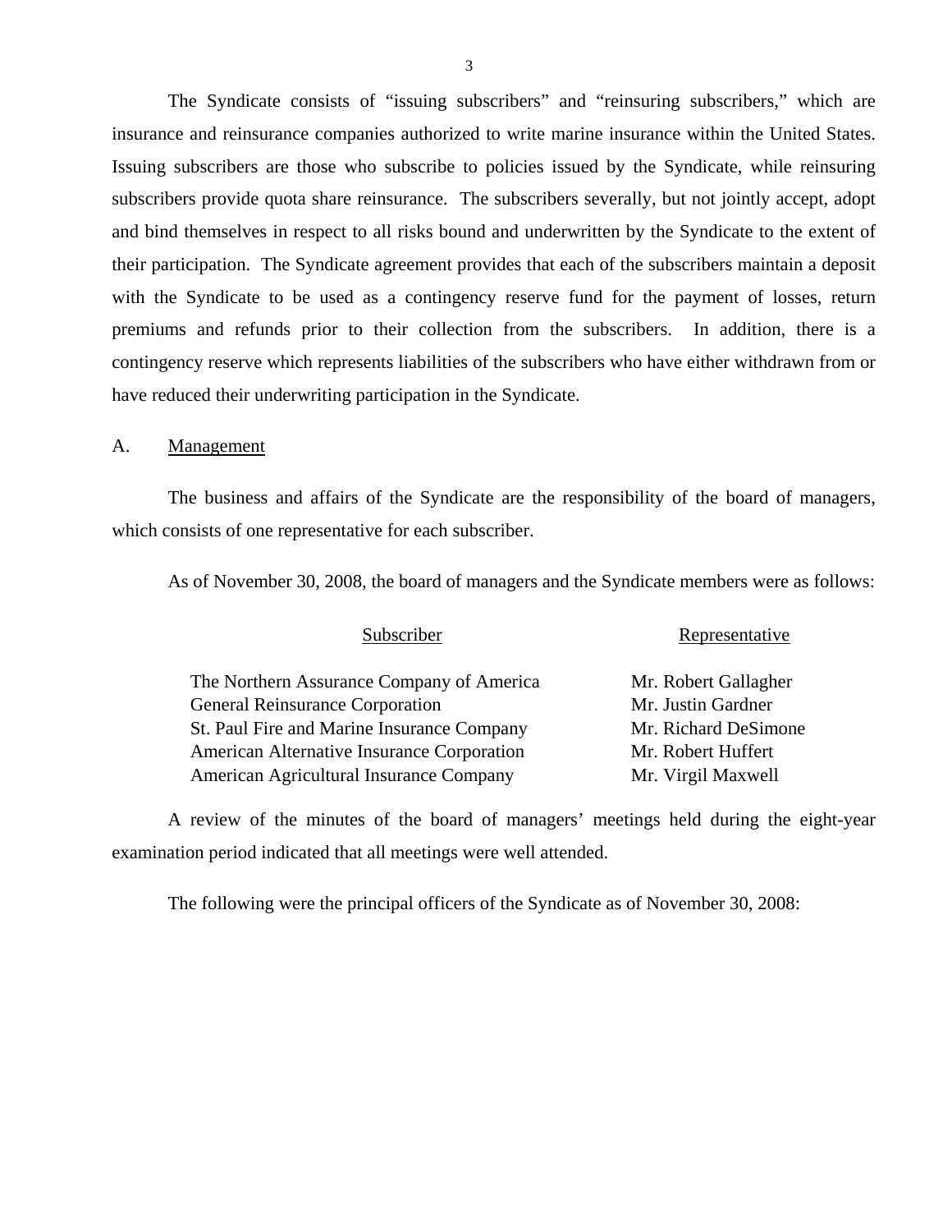The Syndicate consists of "issuing subscribers" and "reinsuring subscribers," which are insurance and reinsurance companies authorized to write marine insurance within the United States. Issuing subscribers are those who subscribe to policies issued by the Syndicate, while reinsuring subscribers provide quota share reinsurance. The subscribers severally, but not jointly accept, adopt and bind themselves in respect to all risks bound and underwritten by the Syndicate to the extent of their participation. The Syndicate agreement provides that each of the subscribers maintain a deposit with the Syndicate to be used as a contingency reserve fund for the payment of losses, return premiums and refunds prior to their collection from the subscribers. In addition, there is a contingency reserve which represents liabilities of the subscribers who have either withdrawn from or have reduced their underwriting participation in the Syndicate.

## A. Management

The business and affairs of the Syndicate are the responsibility of the board of managers, which consists of one representative for each subscriber.

As of November 30, 2008, the board of managers and the Syndicate members were as follows:

| Subscriber | Representative |
|---|---|
| The Northern Assurance Company of America | Mr. Robert Gallagher |
| General Reinsurance Corporation | Mr. Justin Gardner |
| St. Paul Fire and Marine Insurance Company | Mr. Richard DeSimone |
| American Alternative Insurance Corporation | Mr. Robert Huffert |
| American Agricultural Insurance Company | Mr. Virgil Maxwell |

A review of the minutes of the board of managers' meetings held during the eight-year examination period indicated that all meetings were well attended.

The following were the principal officers of the Syndicate as of November 30, 2008: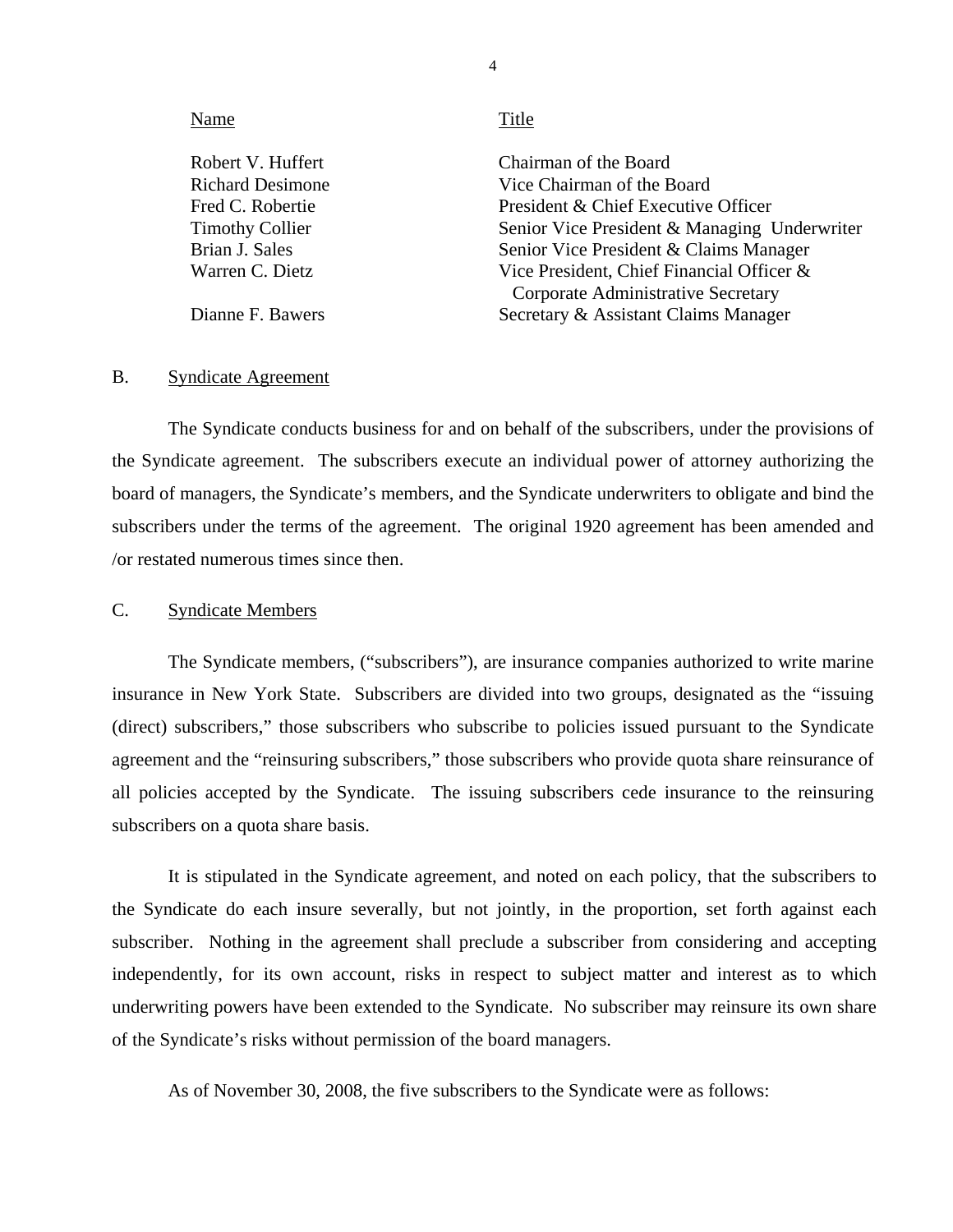| Name | Title |
|---|---|
| Robert V. Huffert | Chairman of the Board |
| Richard Desimone | Vice Chairman of the Board |
| Fred C. Robertie | President & Chief Executive Officer |
| Timothy Collier | Senior Vice President & Managing Underwriter |
| Brian J. Sales | Senior Vice President & Claims Manager |
| Warren C. Dietz | Vice President, Chief Financial Officer & Corporate Administrative Secretary |
| Dianne F. Bawers | Secretary & Assistant Claims Manager |

## B. Syndicate Agreement

The Syndicate conducts business for and on behalf of the subscribers, under the provisions of the Syndicate agreement. The subscribers execute an individual power of attorney authorizing the board of managers, the Syndicate's members, and the Syndicate underwriters to obligate and bind the subscribers under the terms of the agreement. The original 1920 agreement has been amended and /or restated numerous times since then.

## C. Syndicate Members

The Syndicate members, ("subscribers"), are insurance companies authorized to write marine insurance in New York State. Subscribers are divided into two groups, designated as the "issuing (direct) subscribers," those subscribers who subscribe to policies issued pursuant to the Syndicate agreement and the "reinsuring subscribers," those subscribers who provide quota share reinsurance of all policies accepted by the Syndicate. The issuing subscribers cede insurance to the reinsuring subscribers on a quota share basis.

It is stipulated in the Syndicate agreement, and noted on each policy, that the subscribers to the Syndicate do each insure severally, but not jointly, in the proportion, set forth against each subscriber. Nothing in the agreement shall preclude a subscriber from considering and accepting independently, for its own account, risks in respect to subject matter and interest as to which underwriting powers have been extended to the Syndicate. No subscriber may reinsure its own share of the Syndicate's risks without permission of the board managers.

As of November 30, 2008, the five subscribers to the Syndicate were as follows: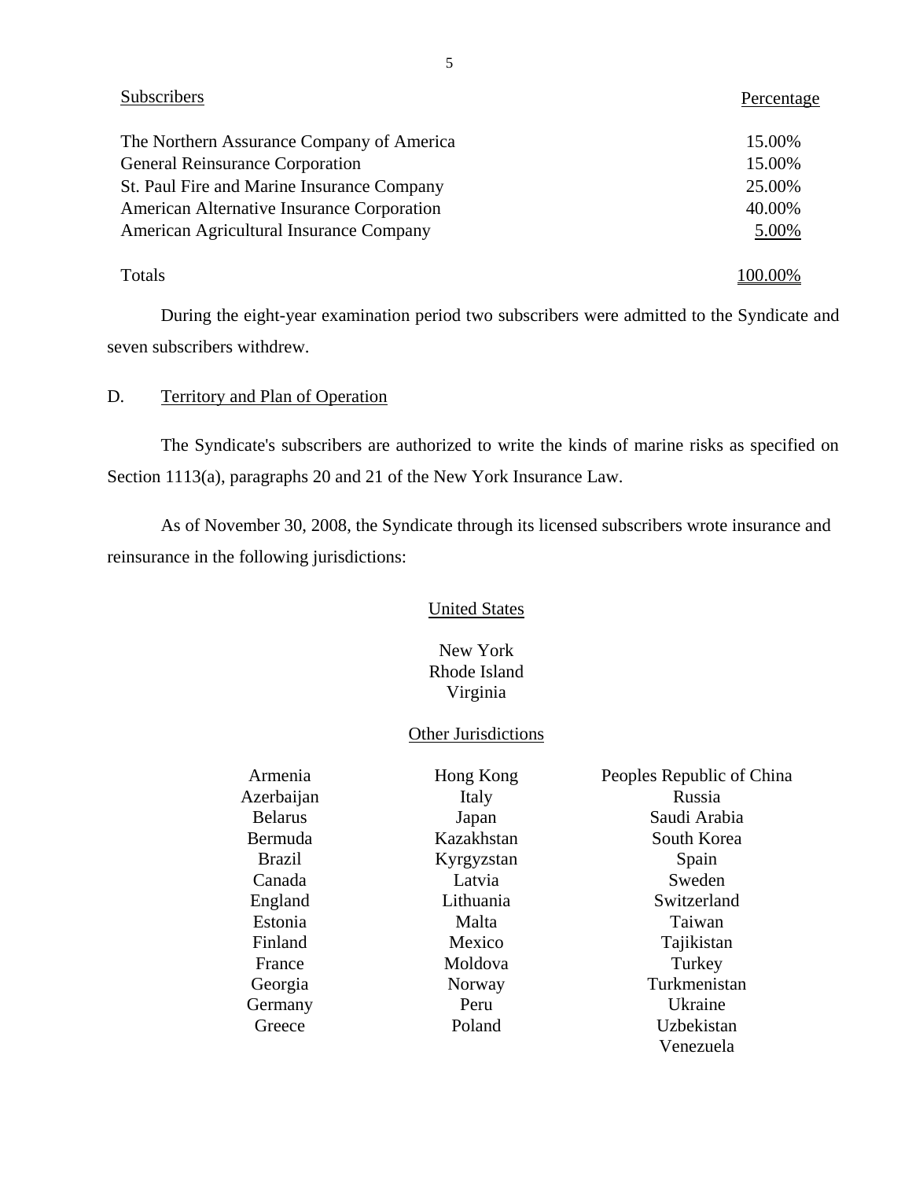| Subscribers | Percentage |
|---|---|
| The Northern Assurance Company of America | 15.00% |
| General Reinsurance Corporation | 15.00% |
| St. Paul Fire and Marine Insurance Company | 25.00% |
| American Alternative Insurance Corporation | 40.00% |
| American Agricultural Insurance Company | 5.00% |
| Totals | 100.00% |

During the eight-year examination period two subscribers were admitted to the Syndicate and seven subscribers withdrew.

## D. Territory and Plan of Operation

The Syndicate's subscribers are authorized to write the kinds of marine risks as specified on Section 1113(a), paragraphs 20 and 21 of the New York Insurance Law.

As of November 30, 2008, the Syndicate through its licensed subscribers wrote insurance and reinsurance in the following jurisdictions:

United States

New York
Rhode Island
Virginia

Other Jurisdictions

| | | |
|---|---|---|
| Armenia | Hong Kong | Peoples Republic of China |
| Azerbaijan | Italy | Russia |
| Belarus | Japan | Saudi Arabia |
| Bermuda | Kazakhstan | South Korea |
| Brazil | Kyrgyzstan | Spain |
| Canada | Latvia | Sweden |
| England | Lithuania | Switzerland |
| Estonia | Malta | Taiwan |
| Finland | Mexico | Tajikistan |
| France | Moldova | Turkey |
| Georgia | Norway | Turkmenistan |
| Germany | Peru | Ukraine |
| Greece | Poland | Uzbekistan |
| | | Venezuela |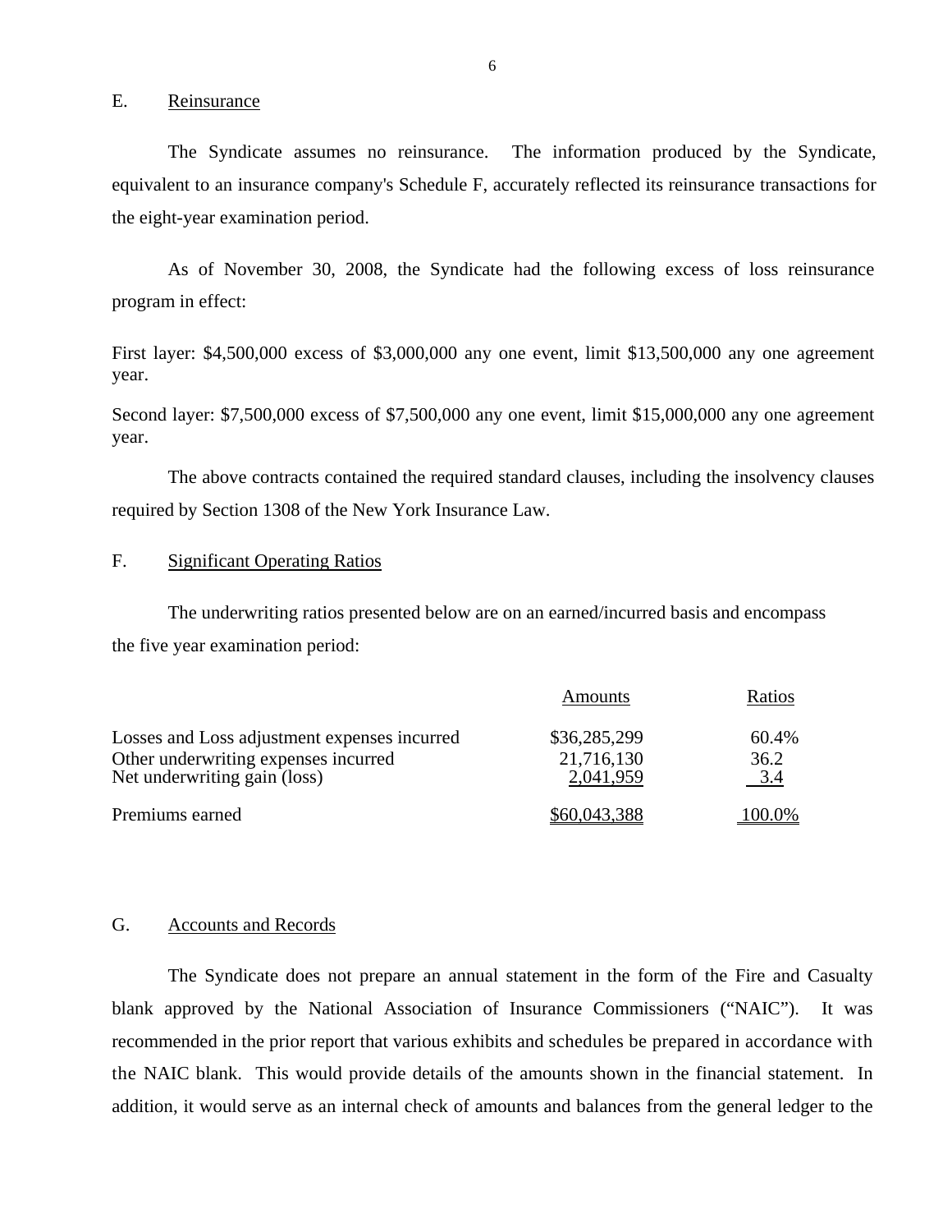## E. Reinsurance

The Syndicate assumes no reinsurance. The information produced by the Syndicate, equivalent to an insurance company's Schedule F, accurately reflected its reinsurance transactions for the eight-year examination period.

As of November 30, 2008, the Syndicate had the following excess of loss reinsurance program in effect:

First layer: $4,500,000 excess of $3,000,000 any one event, limit $13,500,000 any one agreement year.

Second layer: $7,500,000 excess of $7,500,000 any one event, limit $15,000,000 any one agreement year.

The above contracts contained the required standard clauses, including the insolvency clauses required by Section 1308 of the New York Insurance Law.

## F. Significant Operating Ratios

The underwriting ratios presented below are on an earned/incurred basis and encompass the five year examination period:

| | Amounts | Ratios |
|---|---|---|
| Losses and Loss adjustment expenses incurred | $36,285,299 | 60.4% |
| Other underwriting expenses incurred | 21,716,130 | 36.2 |
| Net underwriting gain (loss) | 2,041,959 | 3.4 |
| Premiums earned | $60,043,388 | 100.0% |

## G. Accounts and Records

The Syndicate does not prepare an annual statement in the form of the Fire and Casualty blank approved by the National Association of Insurance Commissioners ("NAIC"). It was recommended in the prior report that various exhibits and schedules be prepared in accordance with the NAIC blank. This would provide details of the amounts shown in the financial statement. In addition, it would serve as an internal check of amounts and balances from the general ledger to the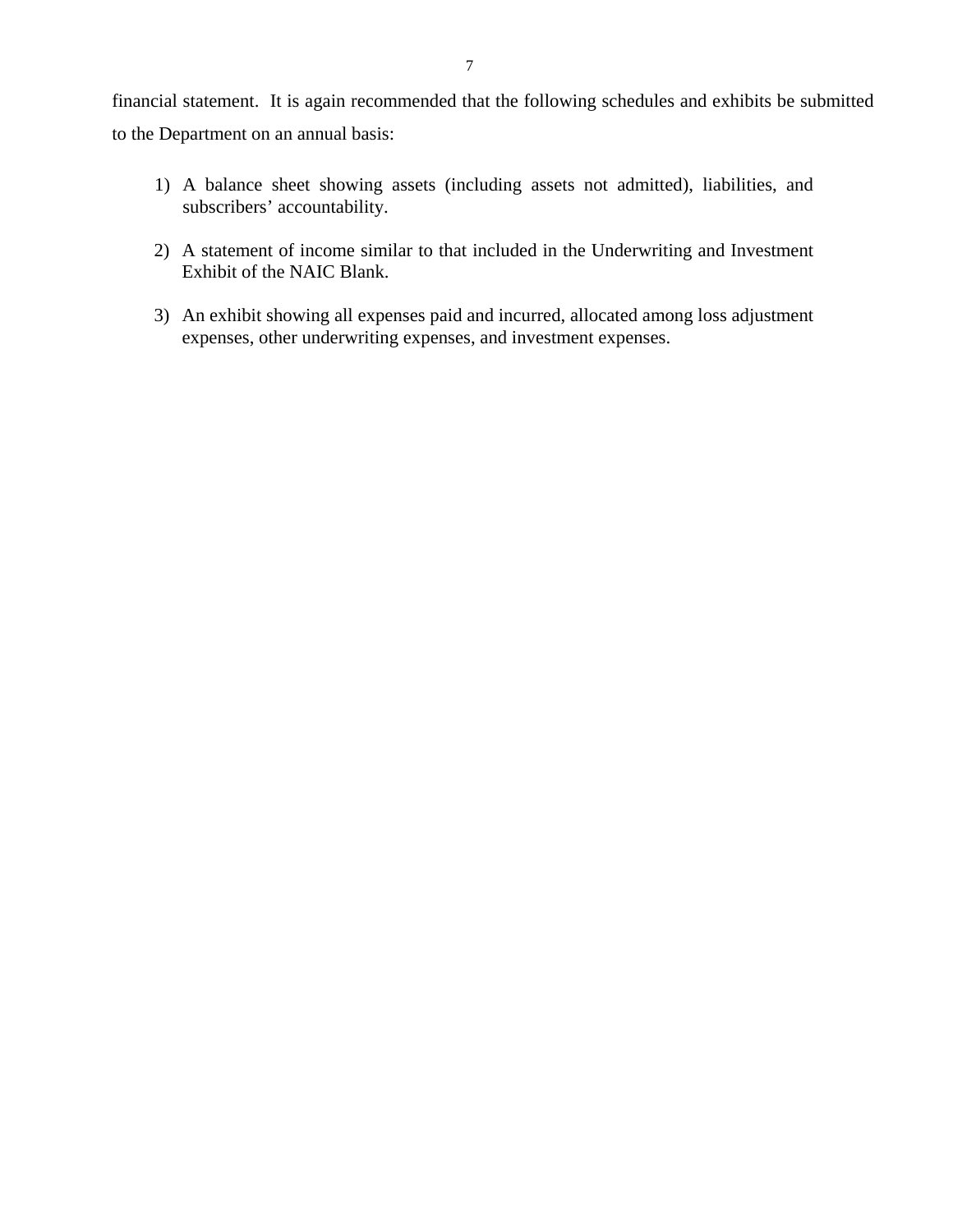financial statement. It is again recommended that the following schedules and exhibits be submitted to the Department on an annual basis:

1) A balance sheet showing assets (including assets not admitted), liabilities, and subscribers' accountability.

2) A statement of income similar to that included in the Underwriting and Investment Exhibit of the NAIC Blank.

3) An exhibit showing all expenses paid and incurred, allocated among loss adjustment expenses, other underwriting expenses, and investment expenses.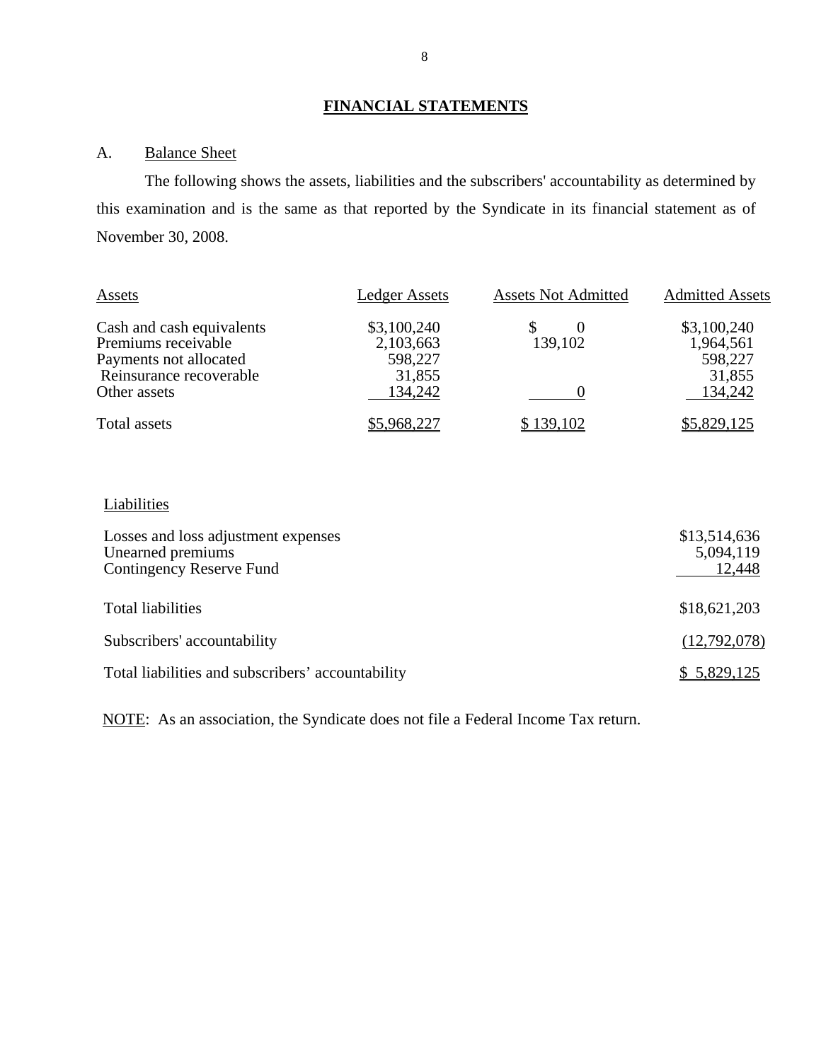## FINANCIAL STATEMENTS

### A. Balance Sheet

The following shows the assets, liabilities and the subscribers' accountability as determined by this examination and is the same as that reported by the Syndicate in its financial statement as of November 30, 2008.

| Assets | Ledger Assets | Assets Not Admitted | Admitted Assets |
|---|---|---|---|
| Cash and cash equivalents | $3,100,240 | $ 0 | $3,100,240 |
| Premiums receivable | 2,103,663 | 139,102 | 1,964,561 |
| Payments not allocated | 598,227 | | 598,227 |
| Reinsurance recoverable | 31,855 | | 31,855 |
| Other assets | 134,242 | 0 | 134,242 |
| Total assets | $5,968,227 | $ 139,102 | $5,829,125 |

| Liabilities | |
|---|---|
| Losses and loss adjustment expenses | $13,514,636 |
| Unearned premiums | 5,094,119 |
| Contingency Reserve Fund | 12,448 |
| Total liabilities | $18,621,203 |
| Subscribers' accountability | (12,792,078) |
| Total liabilities and subscribers' accountability | $ 5,829,125 |

NOTE: As an association, the Syndicate does not file a Federal Income Tax return.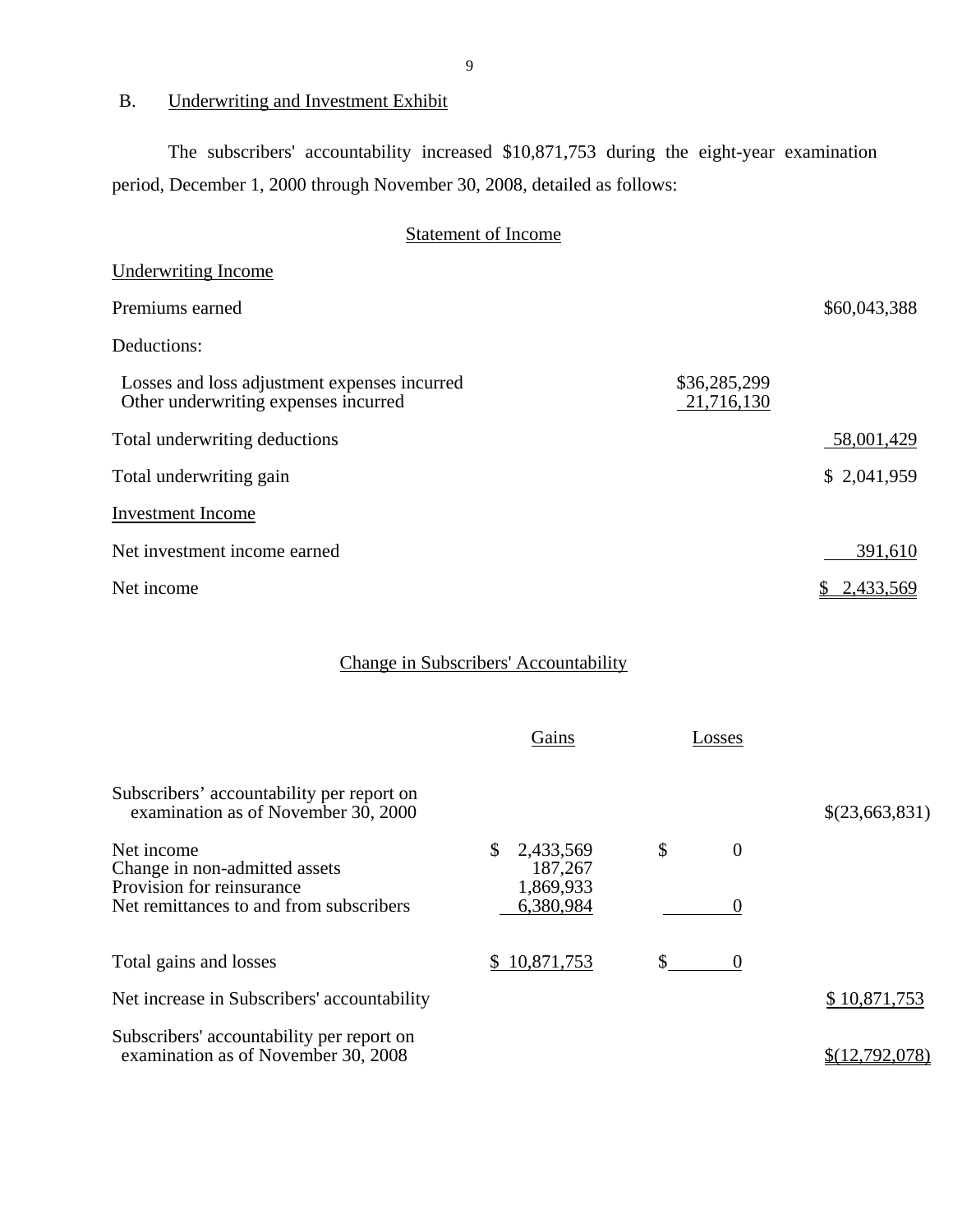## B. Underwriting and Investment Exhibit

The subscribers' accountability increased $10,871,753 during the eight-year examination period, December 1, 2000 through November 30, 2008, detailed as follows:

### Statement of Income

| | | |
|---|---|---|
| **Underwriting Income** | | |
| Premiums earned | | $60,043,388 |
| Deductions: | | |
| Losses and loss adjustment expenses incurred | $36,285,299 | |
| Other underwriting expenses incurred | 21,716,130 | |
| Total underwriting deductions | | 58,001,429 |
| Total underwriting gain | | $ 2,041,959 |
| **Investment Income** | | |
| Net investment income earned | | 391,610 |
| Net income | | $ 2,433,569 |

### Change in Subscribers' Accountability

| | Gains | Losses | |
|---|---|---|---|
| Subscribers' accountability per report on examination as of November 30, 2000 | | | $(23,663,831) |
| Net income | $ 2,433,569 | $ 0 | |
| Change in non-admitted assets | 187,267 | | |
| Provision for reinsurance | 1,869,933 | | |
| Net remittances to and from subscribers | 6,380,984 | 0 | |
| Total gains and losses | $ 10,871,753 | $ 0 | |
| Net increase in Subscribers' accountability | | | $ 10,871,753 |
| Subscribers' accountability per report on examination as of November 30, 2008 | | | $(12,792,078) |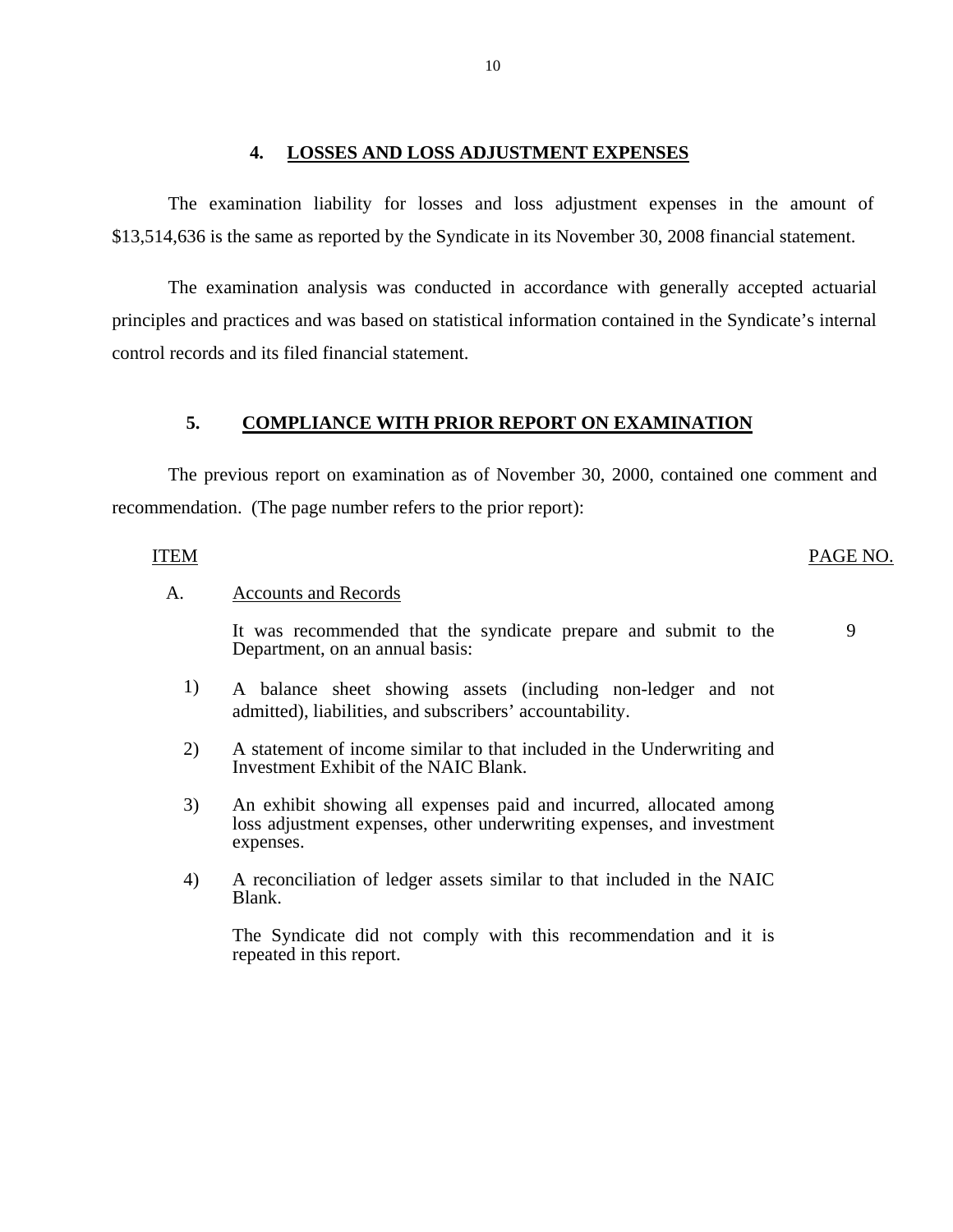## 4. LOSSES AND LOSS ADJUSTMENT EXPENSES

The examination liability for losses and loss adjustment expenses in the amount of $13,514,636 is the same as reported by the Syndicate in its November 30, 2008 financial statement.

The examination analysis was conducted in accordance with generally accepted actuarial principles and practices and was based on statistical information contained in the Syndicate's internal control records and its filed financial statement.

## 5. COMPLIANCE WITH PRIOR REPORT ON EXAMINATION

The previous report on examination as of November 30, 2000, contained one comment and recommendation. (The page number refers to the prior report):

| ITEM | | PAGE NO. |
|---|---|---|
| A. | Accounts and Records | |
| | It was recommended that the syndicate prepare and submit to the Department, on an annual basis: | 9 |
| 1) | A balance sheet showing assets (including non-ledger and not admitted), liabilities, and subscribers' accountability. | |
| 2) | A statement of income similar to that included in the Underwriting and Investment Exhibit of the NAIC Blank. | |
| 3) | An exhibit showing all expenses paid and incurred, allocated among loss adjustment expenses, other underwriting expenses, and investment expenses. | |
| 4) | A reconciliation of ledger assets similar to that included in the NAIC Blank. | |
| | The Syndicate did not comply with this recommendation and it is repeated in this report. | |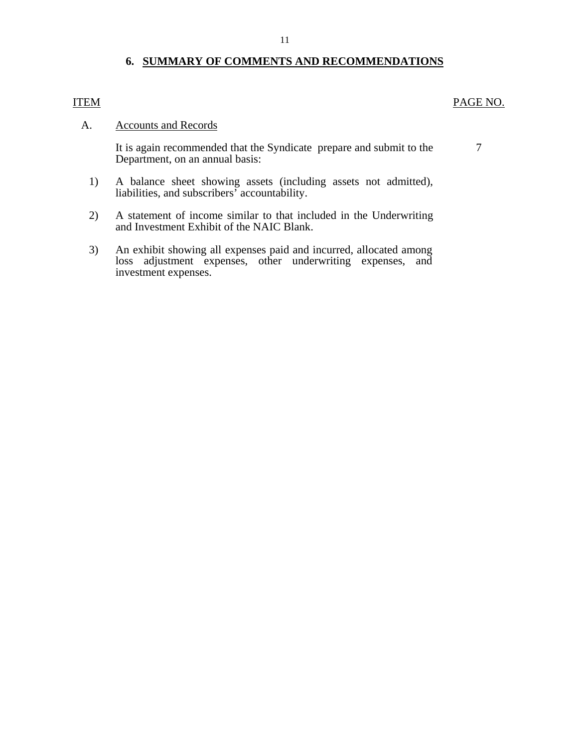## 6. SUMMARY OF COMMENTS AND RECOMMENDATIONS

| ITEM | | PAGE NO. |
|---|---|---|
| A. | Accounts and Records | |
| | It is again recommended that the Syndicate prepare and submit to the Department, on an annual basis: | 7 |
| 1) | A balance sheet showing assets (including assets not admitted), liabilities, and subscribers' accountability. | |
| 2) | A statement of income similar to that included in the Underwriting and Investment Exhibit of the NAIC Blank. | |
| 3) | An exhibit showing all expenses paid and incurred, allocated among loss adjustment expenses, other underwriting expenses, and investment expenses. | |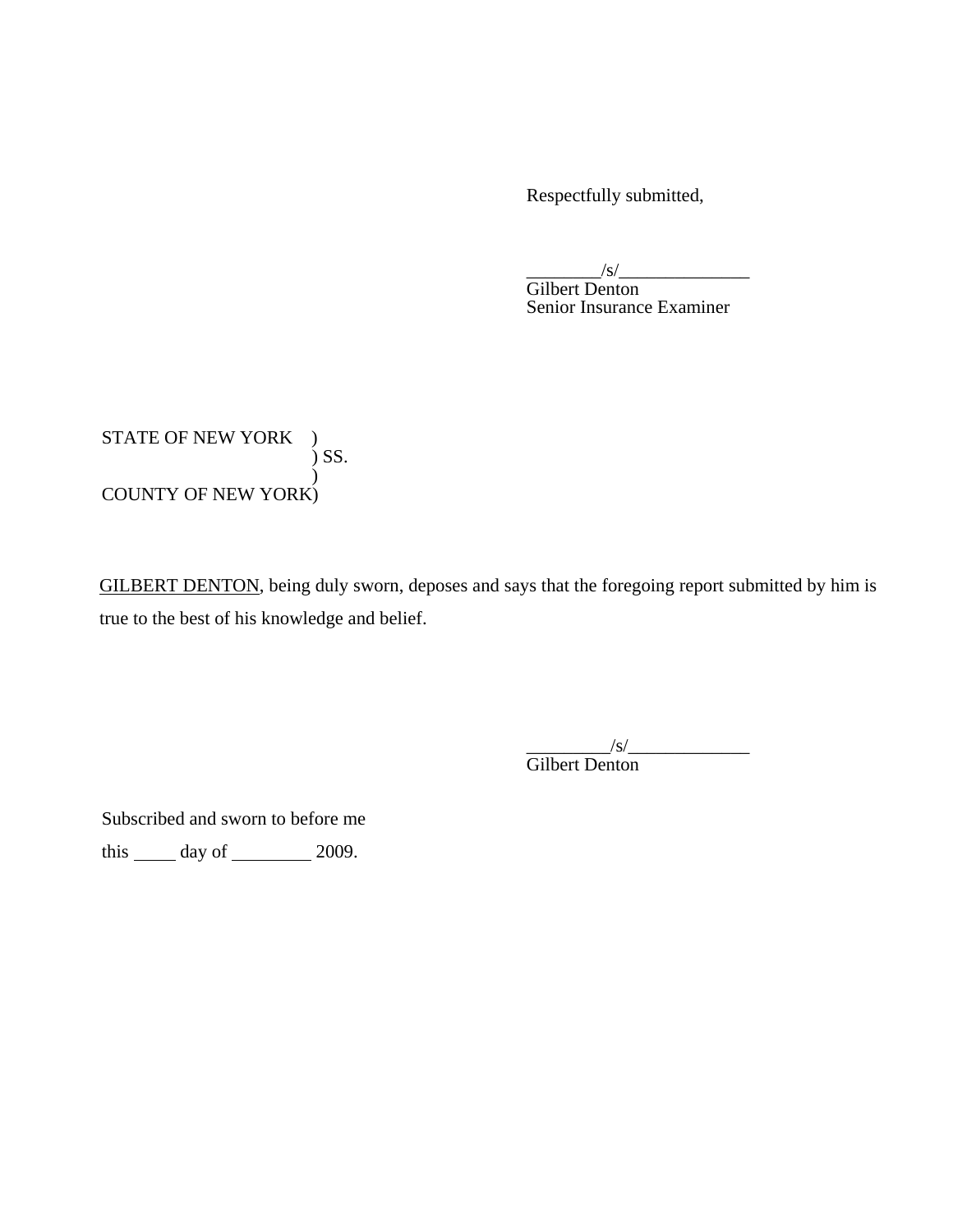Respectfully submitted,

________/s/______________
Gilbert Denton
Senior Insurance Examiner

STATE OF NEW YORK )
) SS.
)
COUNTY OF NEW YORK)

GILBERT DENTON, being duly sworn, deposes and says that the foregoing report submitted by him is true to the best of his knowledge and belief.

_________/s/_____________
Gilbert Denton

Subscribed and sworn to before me

this _____ day of _________ 2009.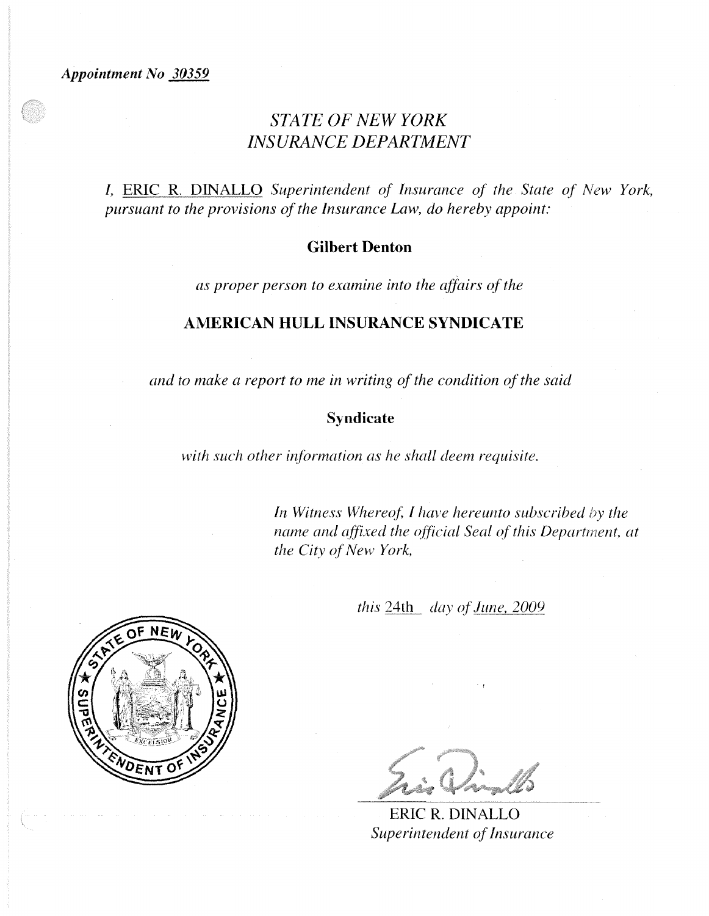*Appointment No 30359*

# *STATE OF NEW YORK*
# *INSURANCE DEPARTMENT*

*I,* ERIC R. DINALLO *Superintendent of Insurance of the State of New York, pursuant to the provisions of the Insurance Law, do hereby appoint:*

**Gilbert Denton**

*as proper person to examine into the affairs of the*

**AMERICAN HULL INSURANCE SYNDICATE**

*and to make a report to me in writing of the condition of the said*

**Syndicate**

*with such other information as he shall deem requisite.*

*In Witness Whereof, I have hereunto subscribed by the name and affixed the official Seal of this Department, at the City of New York,*

*this* 24th *day of June, 2009*

STATE OF NEW YORK SUPERINTENDENT OF INSURANCE EXCELSIOR

ERIC R. DINALLO
*Superintendent of Insurance*